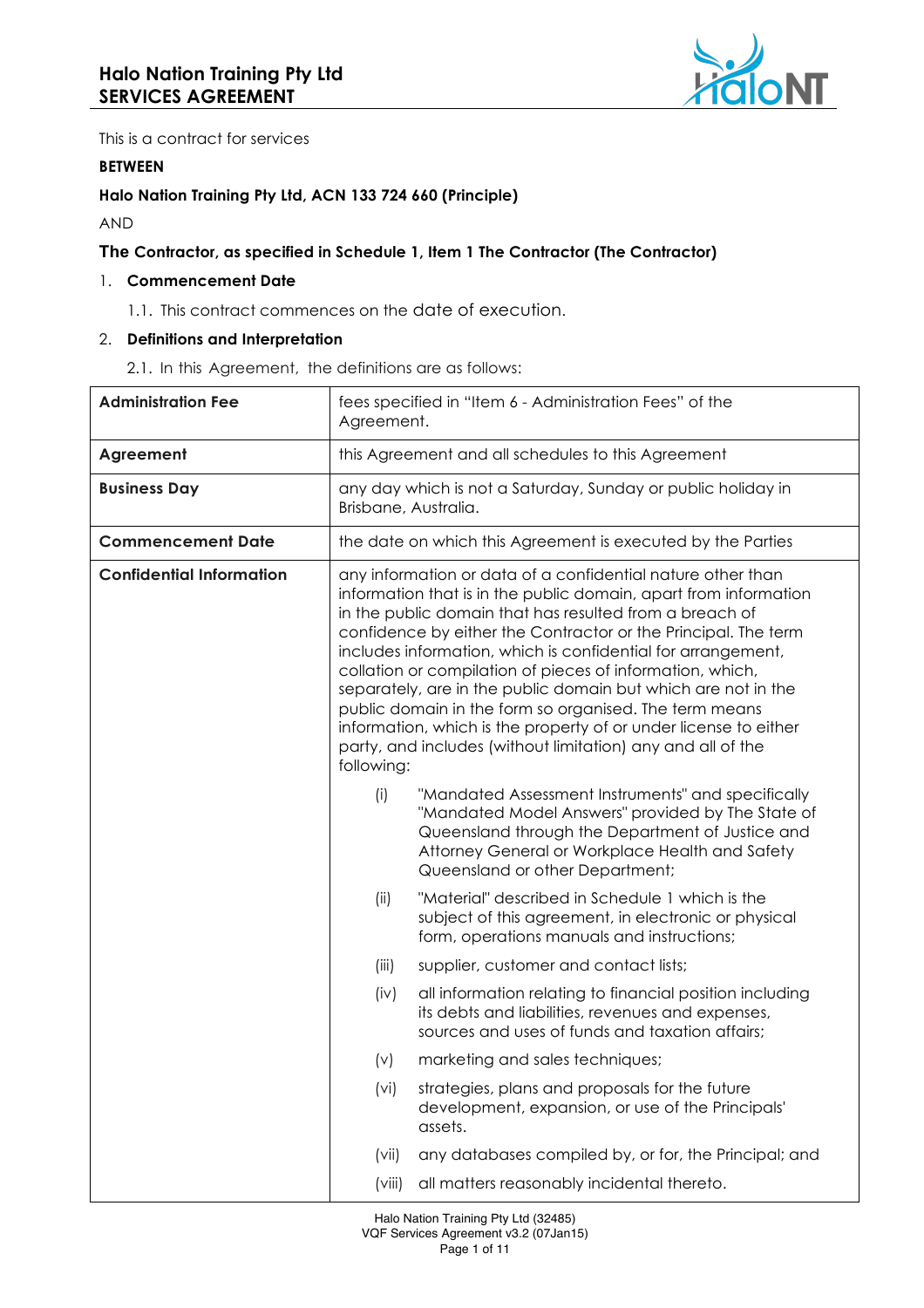# Halo Nation Training Pty Ltd
# SERVICES AGREEMENT

This is a contract for services

**BETWEEN**

**Halo Nation Training Pty Ltd, ACN 133 724 660 (Principle)**

AND

**The Contractor, as specified in Schedule 1, Item 1 The Contractor (The Contractor)**

1. **Commencement Date**

   1.1. This contract commences on the date of execution.

2. **Definitions and Interpretation**

   2.1. In this Agreement, the definitions are as follows:

| | |
|---|---|
| **Administration Fee** | fees specified in "Item 6 - Administration Fees" of the Agreement. |
| **Agreement** | this Agreement and all schedules to this Agreement |
| **Business Day** | any day which is not a Saturday, Sunday or public holiday in Brisbane, Australia. |
| **Commencement Date** | the date on which this Agreement is executed by the Parties |
| **Confidential Information** | any information or data of a confidential nature other than information that is in the public domain, apart from information in the public domain that has resulted from a breach of confidence by either the Contractor or the Principal. The term includes information, which is confidential for arrangement, collation or compilation of pieces of information, which, separately, are in the public domain but which are not in the public domain in the form so organised. The term means information, which is the property of or under license to either party, and includes (without limitation) any and all of the following:<br>(i) "Mandated Assessment Instruments" and specifically "Mandated Model Answers" provided by The State of Queensland through the Department of Justice and Attorney General or Workplace Health and Safety Queensland or other Department;<br>(ii) "Material" described in Schedule 1 which is the subject of this agreement, in electronic or physical form, operations manuals and instructions;<br>(iii) supplier, customer and contact lists;<br>(iv) all information relating to financial position including its debts and liabilities, revenues and expenses, sources and uses of funds and taxation affairs;<br>(v) marketing and sales techniques;<br>(vi) strategies, plans and proposals for the future development, expansion, or use of the Principals' assets.<br>(vii) any databases compiled by, or for, the Principal; and<br>(viii) all matters reasonably incidental thereto. |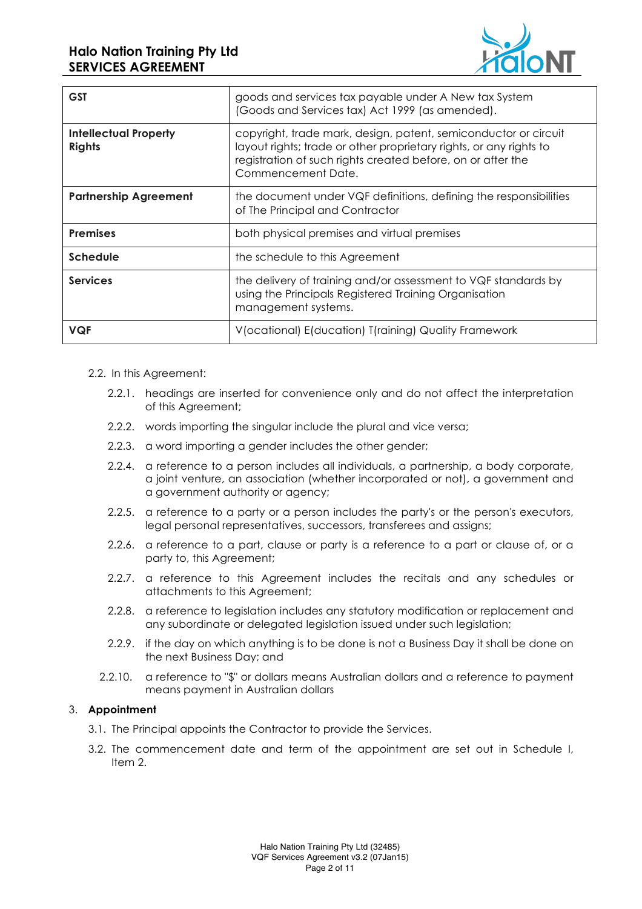| | |
|---|---|
| **GST** | goods and services tax payable under A New tax System (Goods and Services tax) Act 1999 (as amended). |
| **Intellectual Property Rights** | copyright, trade mark, design, patent, semiconductor or circuit layout rights; trade or other proprietary rights, or any rights to registration of such rights created before, on or after the Commencement Date. |
| **Partnership Agreement** | the document under VQF definitions, defining the responsibilities of The Principal and Contractor |
| **Premises** | both physical premises and virtual premises |
| **Schedule** | the schedule to this Agreement |
| **Services** | the delivery of training and/or assessment to VQF standards by using the Principals Registered Training Organisation management systems. |
| **VQF** | V(ocational) E(ducation) T(raining) Quality Framework |

2.2. In this Agreement:

2.2.1. headings are inserted for convenience only and do not affect the interpretation of this Agreement;

2.2.2. words importing the singular include the plural and vice versa;

2.2.3. a word importing a gender includes the other gender;

2.2.4. a reference to a person includes all individuals, a partnership, a body corporate, a joint venture, an association (whether incorporated or not), a government and a government authority or agency;

2.2.5. a reference to a party or a person includes the party's or the person's executors, legal personal representatives, successors, transferees and assigns;

2.2.6. a reference to a part, clause or party is a reference to a part or clause of, or a party to, this Agreement;

2.2.7. a reference to this Agreement includes the recitals and any schedules or attachments to this Agreement;

2.2.8. a reference to legislation includes any statutory modification or replacement and any subordinate or delegated legislation issued under such legislation;

2.2.9. if the day on which anything is to be done is not a Business Day it shall be done on the next Business Day; and

2.2.10. a reference to "$" or dollars means Australian dollars and a reference to payment means payment in Australian dollars

3. **Appointment**

3.1. The Principal appoints the Contractor to provide the Services.

3.2. The commencement date and term of the appointment are set out in Schedule I, Item 2.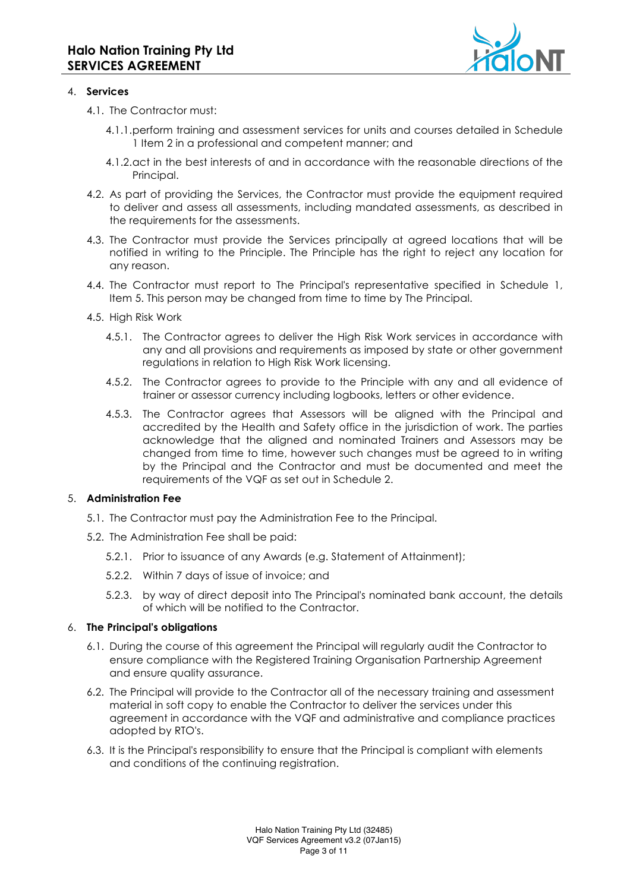## 4. Services

4.1. The Contractor must:

4.1.1. perform training and assessment services for units and courses detailed in Schedule 1 Item 2 in a professional and competent manner; and

4.1.2. act in the best interests of and in accordance with the reasonable directions of the Principal.

4.2. As part of providing the Services, the Contractor must provide the equipment required to deliver and assess all assessments, including mandated assessments, as described in the requirements for the assessments.

4.3. The Contractor must provide the Services principally at agreed locations that will be notified in writing to the Principle. The Principle has the right to reject any location for any reason.

4.4. The Contractor must report to The Principal's representative specified in Schedule 1, Item 5. This person may be changed from time to time by The Principal.

4.5. High Risk Work

4.5.1. The Contractor agrees to deliver the High Risk Work services in accordance with any and all provisions and requirements as imposed by state or other government regulations in relation to High Risk Work licensing.

4.5.2. The Contractor agrees to provide to the Principle with any and all evidence of trainer or assessor currency including logbooks, letters or other evidence.

4.5.3. The Contractor agrees that Assessors will be aligned with the Principal and accredited by the Health and Safety office in the jurisdiction of work. The parties acknowledge that the aligned and nominated Trainers and Assessors may be changed from time to time, however such changes must be agreed to in writing by the Principal and the Contractor and must be documented and meet the requirements of the VQF as set out in Schedule 2.

## 5. Administration Fee

5.1. The Contractor must pay the Administration Fee to the Principal.

5.2. The Administration Fee shall be paid:

5.2.1. Prior to issuance of any Awards (e.g. Statement of Attainment);

5.2.2. Within 7 days of issue of invoice; and

5.2.3. by way of direct deposit into The Principal's nominated bank account, the details of which will be notified to the Contractor.

## 6. The Principal's obligations

6.1. During the course of this agreement the Principal will regularly audit the Contractor to ensure compliance with the Registered Training Organisation Partnership Agreement and ensure quality assurance.

6.2. The Principal will provide to the Contractor all of the necessary training and assessment material in soft copy to enable the Contractor to deliver the services under this agreement in accordance with the VQF and administrative and compliance practices adopted by RTO's.

6.3. It is the Principal's responsibility to ensure that the Principal is compliant with elements and conditions of the continuing registration.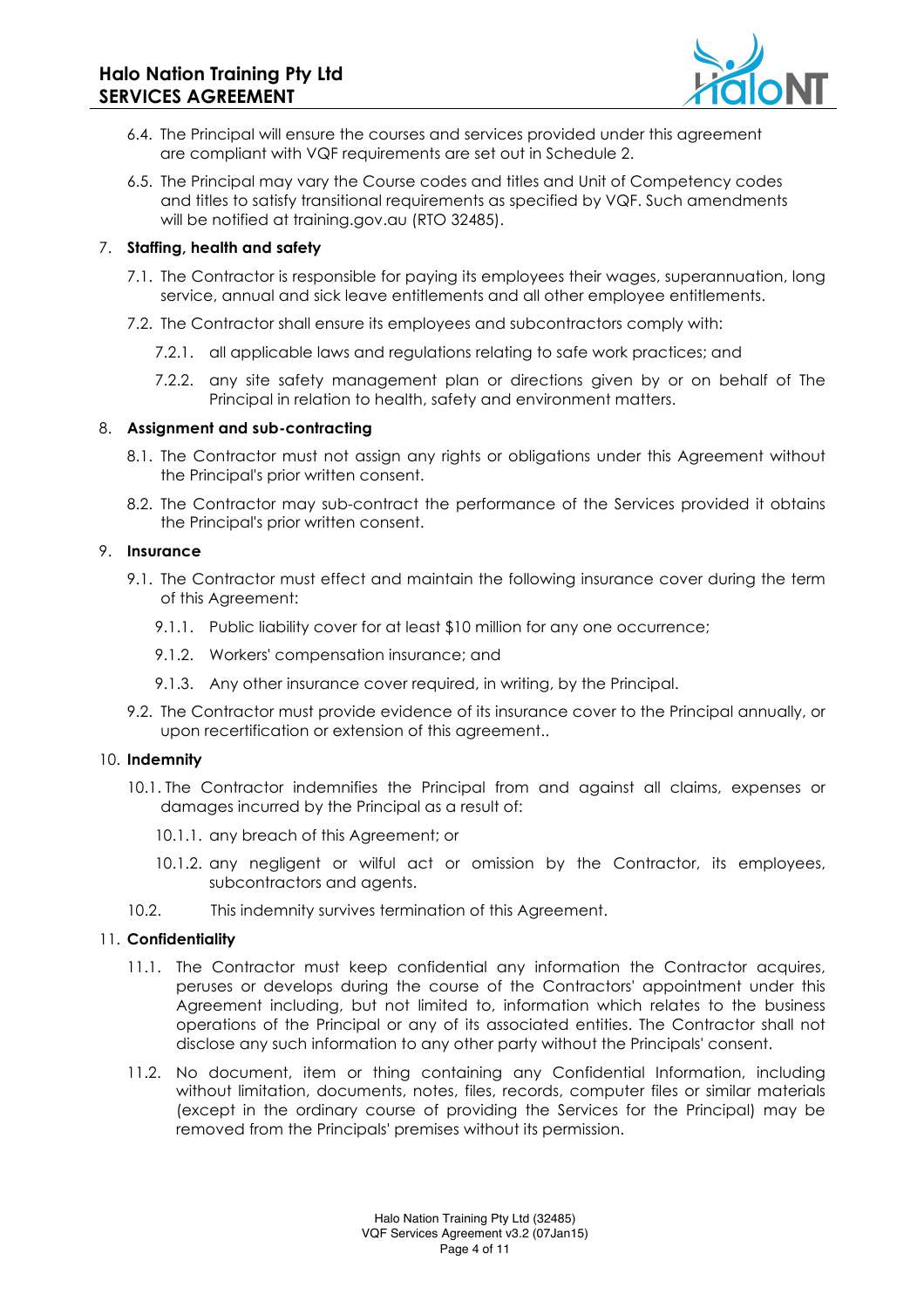6.4. The Principal will ensure the courses and services provided under this agreement are compliant with VQF requirements are set out in Schedule 2.

6.5. The Principal may vary the Course codes and titles and Unit of Competency codes and titles to satisfy transitional requirements as specified by VQF. Such amendments will be notified at training.gov.au (RTO 32485).

7. **Staffing, health and safety**

7.1. The Contractor is responsible for paying its employees their wages, superannuation, long service, annual and sick leave entitlements and all other employee entitlements.

7.2. The Contractor shall ensure its employees and subcontractors comply with:

7.2.1. all applicable laws and regulations relating to safe work practices; and

7.2.2. any site safety management plan or directions given by or on behalf of The Principal in relation to health, safety and environment matters.

8. **Assignment and sub-contracting**

8.1. The Contractor must not assign any rights or obligations under this Agreement without the Principal's prior written consent.

8.2. The Contractor may sub-contract the performance of the Services provided it obtains the Principal's prior written consent.

9. **Insurance**

9.1. The Contractor must effect and maintain the following insurance cover during the term of this Agreement:

9.1.1. Public liability cover for at least $10 million for any one occurrence;

9.1.2. Workers' compensation insurance; and

9.1.3. Any other insurance cover required, in writing, by the Principal.

9.2. The Contractor must provide evidence of its insurance cover to the Principal annually, or upon recertification or extension of this agreement..

10. **Indemnity**

10.1. The Contractor indemnifies the Principal from and against all claims, expenses or damages incurred by the Principal as a result of:

10.1.1. any breach of this Agreement; or

10.1.2. any negligent or wilful act or omission by the Contractor, its employees, subcontractors and agents.

10.2. This indemnity survives termination of this Agreement.

11. **Confidentiality**

11.1. The Contractor must keep confidential any information the Contractor acquires, peruses or develops during the course of the Contractors' appointment under this Agreement including, but not limited to, information which relates to the business operations of the Principal or any of its associated entities. The Contractor shall not disclose any such information to any other party without the Principals' consent.

11.2. No document, item or thing containing any Confidential Information, including without limitation, documents, notes, files, records, computer files or similar materials (except in the ordinary course of providing the Services for the Principal) may be removed from the Principals' premises without its permission.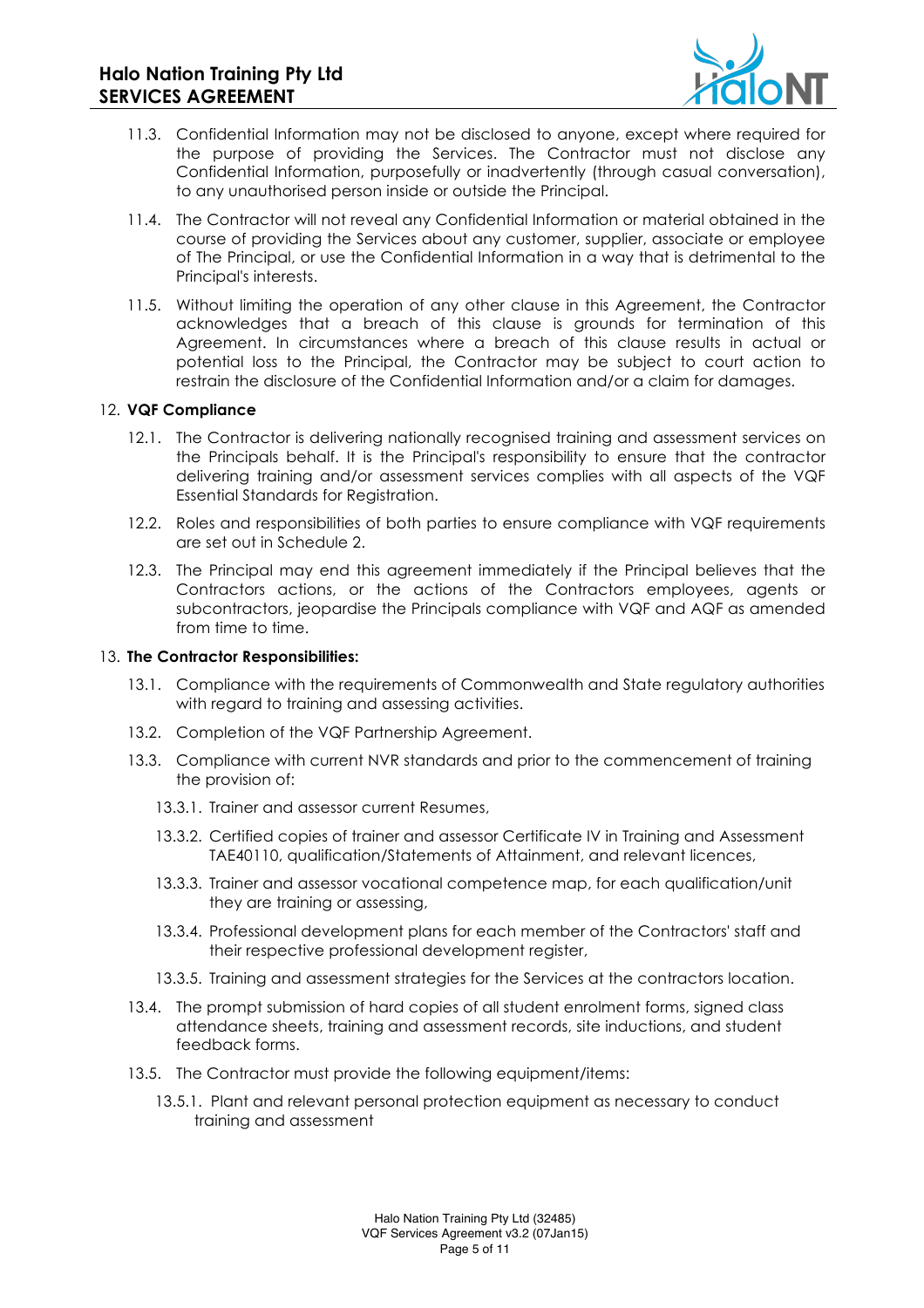11.3. Confidential Information may not be disclosed to anyone, except where required for the purpose of providing the Services. The Contractor must not disclose any Confidential Information, purposefully or inadvertently (through casual conversation), to any unauthorised person inside or outside the Principal.

11.4. The Contractor will not reveal any Confidential Information or material obtained in the course of providing the Services about any customer, supplier, associate or employee of The Principal, or use the Confidential Information in a way that is detrimental to the Principal's interests.

11.5. Without limiting the operation of any other clause in this Agreement, the Contractor acknowledges that a breach of this clause is grounds for termination of this Agreement. In circumstances where a breach of this clause results in actual or potential loss to the Principal, the Contractor may be subject to court action to restrain the disclosure of the Confidential Information and/or a claim for damages.

12. **VQF Compliance**

12.1. The Contractor is delivering nationally recognised training and assessment services on the Principals behalf. It is the Principal's responsibility to ensure that the contractor delivering training and/or assessment services complies with all aspects of the VQF Essential Standards for Registration.

12.2. Roles and responsibilities of both parties to ensure compliance with VQF requirements are set out in Schedule 2.

12.3. The Principal may end this agreement immediately if the Principal believes that the Contractors actions, or the actions of the Contractors employees, agents or subcontractors, jeopardise the Principals compliance with VQF and AQF as amended from time to time.

13. **The Contractor Responsibilities:**

13.1. Compliance with the requirements of Commonwealth and State regulatory authorities with regard to training and assessing activities.

13.2. Completion of the VQF Partnership Agreement.

13.3. Compliance with current NVR standards and prior to the commencement of training the provision of:

13.3.1. Trainer and assessor current Resumes,

13.3.2. Certified copies of trainer and assessor Certificate IV in Training and Assessment TAE40110, qualification/Statements of Attainment, and relevant licences,

13.3.3. Trainer and assessor vocational competence map, for each qualification/unit they are training or assessing,

13.3.4. Professional development plans for each member of the Contractors' staff and their respective professional development register,

13.3.5. Training and assessment strategies for the Services at the contractors location.

13.4. The prompt submission of hard copies of all student enrolment forms, signed class attendance sheets, training and assessment records, site inductions, and student feedback forms.

13.5. The Contractor must provide the following equipment/items:

13.5.1. Plant and relevant personal protection equipment as necessary to conduct training and assessment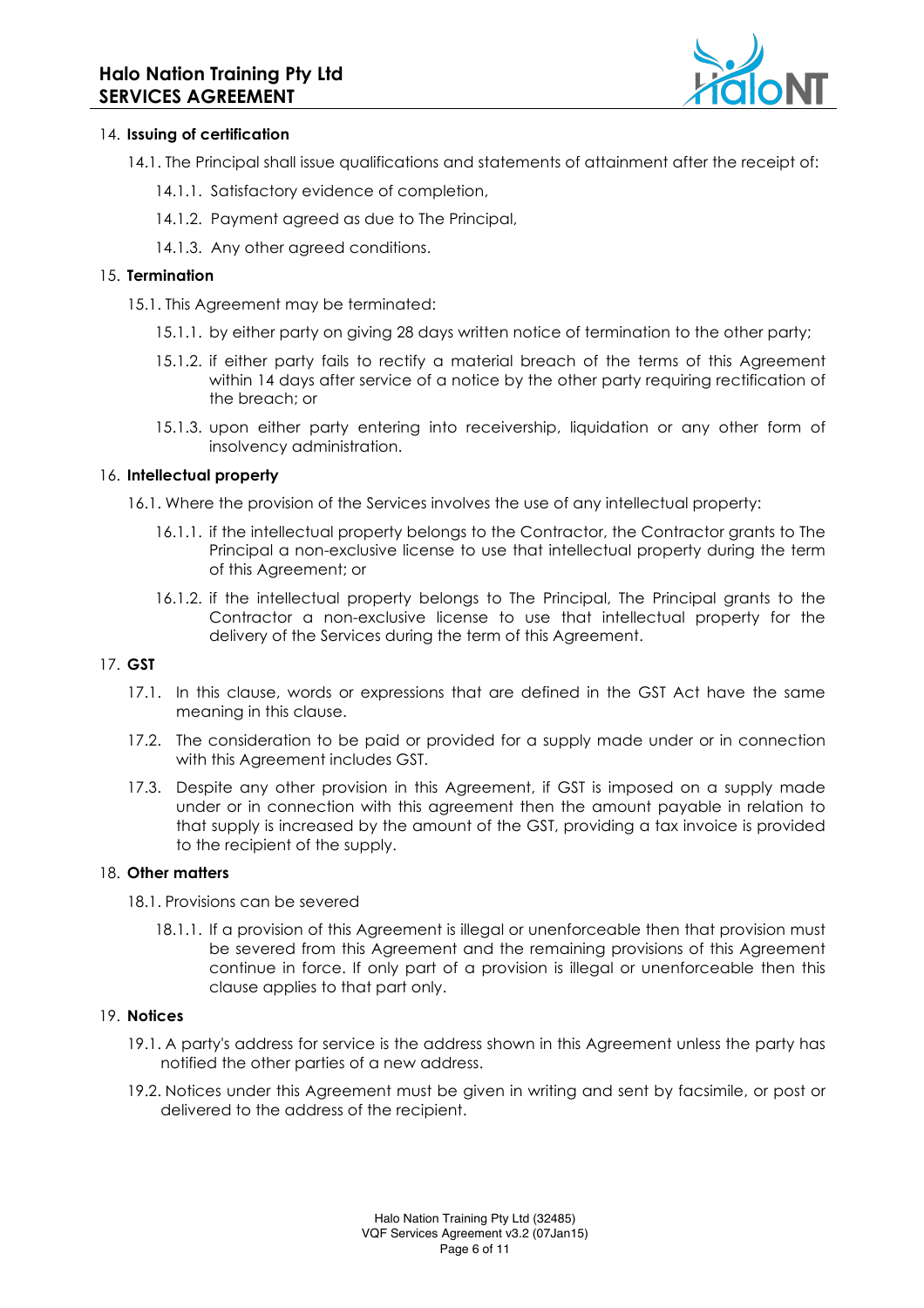## 14. **Issuing of certification**

14.1. The Principal shall issue qualifications and statements of attainment after the receipt of:

14.1.1. Satisfactory evidence of completion,

14.1.2. Payment agreed as due to The Principal,

14.1.3. Any other agreed conditions.

## 15. **Termination**

15.1. This Agreement may be terminated:

15.1.1. by either party on giving 28 days written notice of termination to the other party;

15.1.2. if either party fails to rectify a material breach of the terms of this Agreement within 14 days after service of a notice by the other party requiring rectification of the breach; or

15.1.3. upon either party entering into receivership, liquidation or any other form of insolvency administration.

## 16. **Intellectual property**

16.1. Where the provision of the Services involves the use of any intellectual property:

16.1.1. if the intellectual property belongs to the Contractor, the Contractor grants to The Principal a non-exclusive license to use that intellectual property during the term of this Agreement; or

16.1.2. if the intellectual property belongs to The Principal, The Principal grants to the Contractor a non-exclusive license to use that intellectual property for the delivery of the Services during the term of this Agreement.

## 17. **GST**

17.1. In this clause, words or expressions that are defined in the GST Act have the same meaning in this clause.

17.2. The consideration to be paid or provided for a supply made under or in connection with this Agreement includes GST.

17.3. Despite any other provision in this Agreement, if GST is imposed on a supply made under or in connection with this agreement then the amount payable in relation to that supply is increased by the amount of the GST, providing a tax invoice is provided to the recipient of the supply.

## 18. **Other matters**

18.1. Provisions can be severed

18.1.1. If a provision of this Agreement is illegal or unenforceable then that provision must be severed from this Agreement and the remaining provisions of this Agreement continue in force. If only part of a provision is illegal or unenforceable then this clause applies to that part only.

## 19. **Notices**

19.1. A party's address for service is the address shown in this Agreement unless the party has notified the other parties of a new address.

19.2. Notices under this Agreement must be given in writing and sent by facsimile, or post or delivered to the address of the recipient.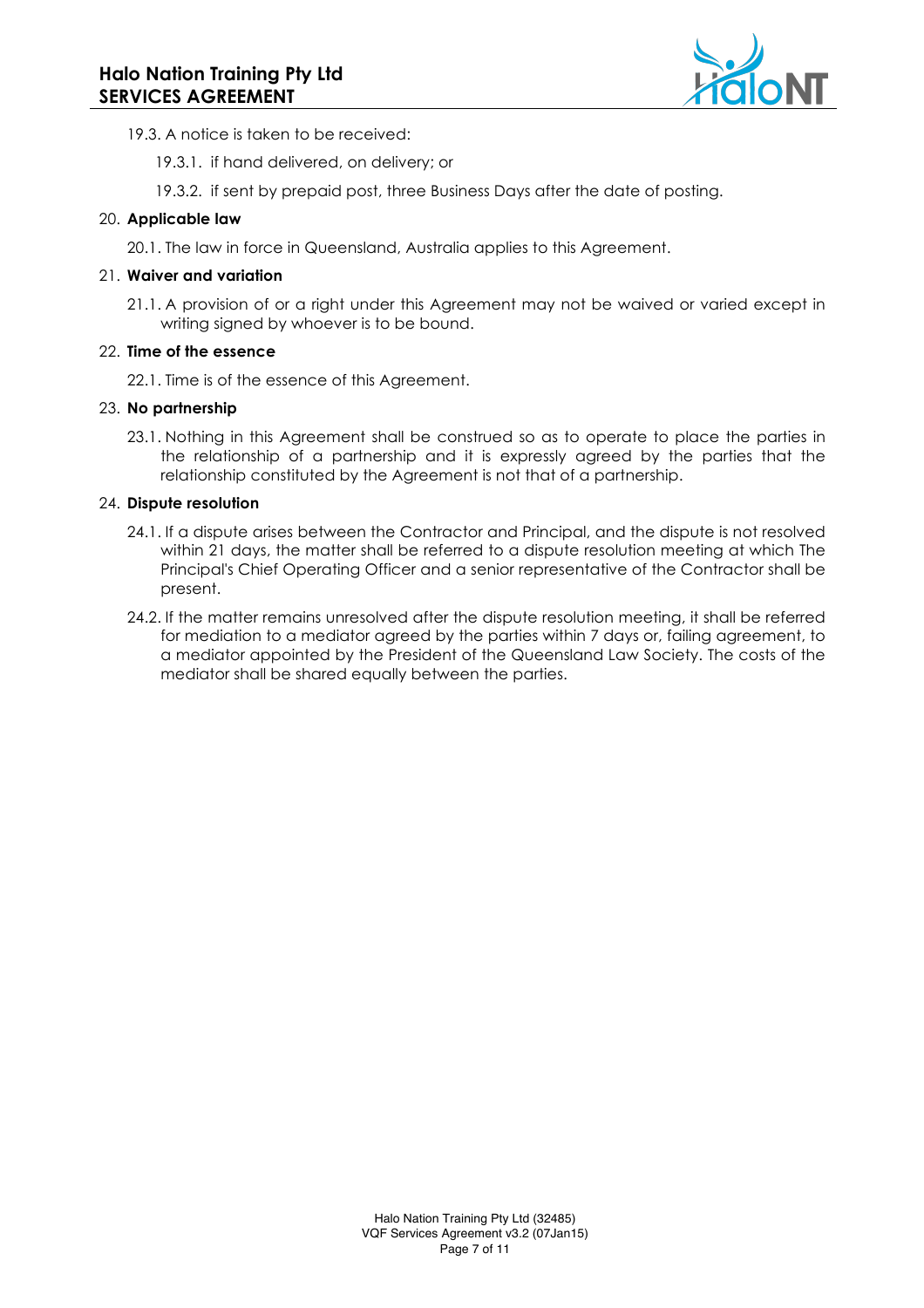19.3. A notice is taken to be received:

19.3.1. if hand delivered, on delivery; or

19.3.2. if sent by prepaid post, three Business Days after the date of posting.

20. **Applicable law**

20.1. The law in force in Queensland, Australia applies to this Agreement.

21. **Waiver and variation**

21.1. A provision of or a right under this Agreement may not be waived or varied except in writing signed by whoever is to be bound.

22. **Time of the essence**

22.1. Time is of the essence of this Agreement.

23. **No partnership**

23.1. Nothing in this Agreement shall be construed so as to operate to place the parties in the relationship of a partnership and it is expressly agreed by the parties that the relationship constituted by the Agreement is not that of a partnership.

24. **Dispute resolution**

24.1. If a dispute arises between the Contractor and Principal, and the dispute is not resolved within 21 days, the matter shall be referred to a dispute resolution meeting at which The Principal's Chief Operating Officer and a senior representative of the Contractor shall be present.

24.2. If the matter remains unresolved after the dispute resolution meeting, it shall be referred for mediation to a mediator agreed by the parties within 7 days or, failing agreement, to a mediator appointed by the President of the Queensland Law Society. The costs of the mediator shall be shared equally between the parties.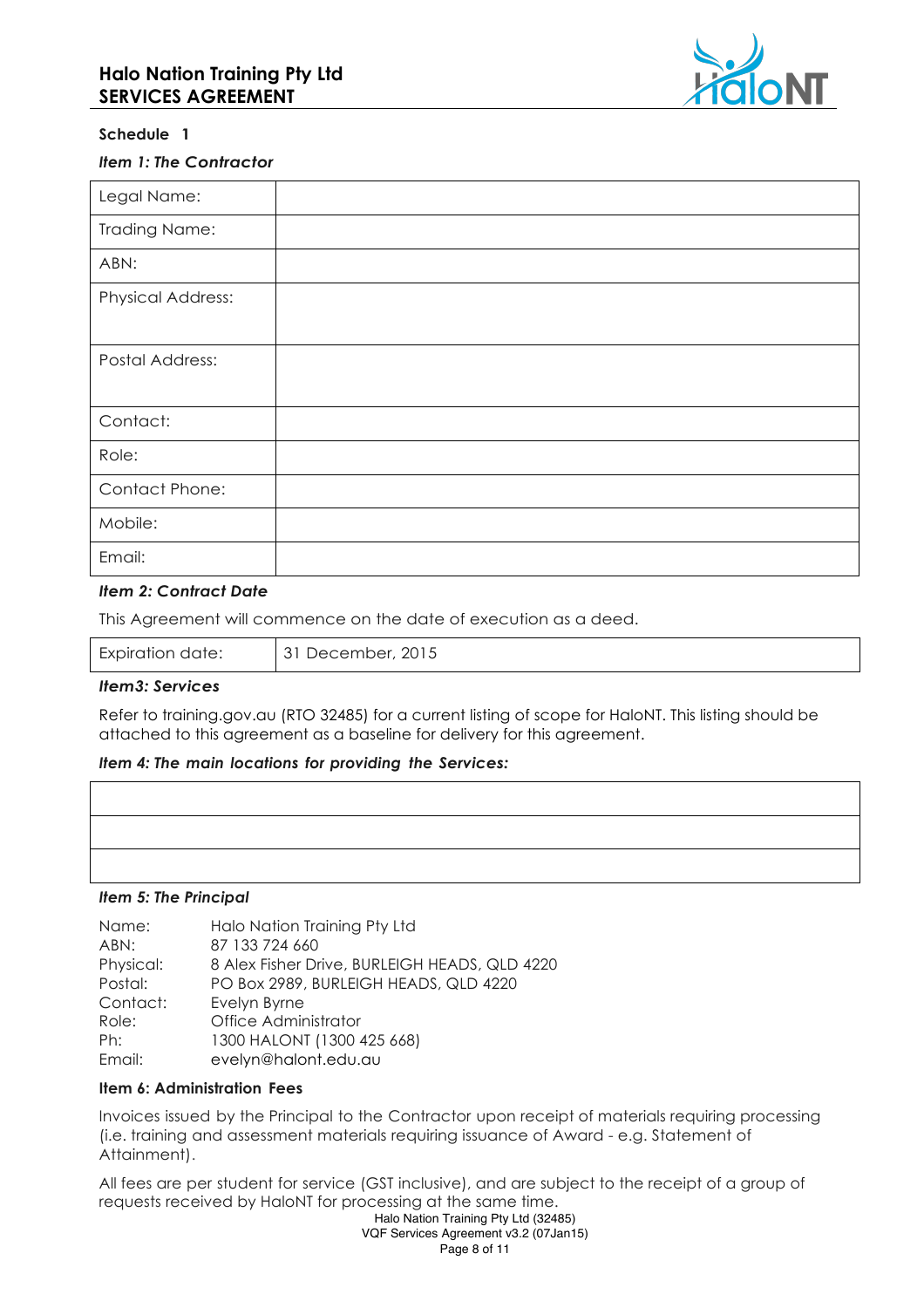## Schedule 1

### *Item 1: The Contractor*

| | |
|---|---|
| Legal Name: | |
| Trading Name: | |
| ABN: | |
| Physical Address: | |
| Postal Address: | |
| Contact: | |
| Role: | |
| Contact Phone: | |
| Mobile: | |
| Email: | |

### *Item 2: Contract Date*

This Agreement will commence on the date of execution as a deed.

| | |
|---|---|
| Expiration date: | 31 December, 2015 |

### *Item3: Services*

Refer to training.gov.au (RTO 32485) for a current listing of scope for HaloNT. This listing should be attached to this agreement as a baseline for delivery for this agreement.

### *Item 4: The main locations for providing the Services:*

| |
|---|
| |
| |
| |

### *Item 5: The Principal*

| | |
|---|---|
| Name: | Halo Nation Training Pty Ltd |
| ABN: | 87 133 724 660 |
| Physical: | 8 Alex Fisher Drive, BURLEIGH HEADS, QLD 4220 |
| Postal: | PO Box 2989, BURLEIGH HEADS, QLD 4220 |
| Contact: | Evelyn Byrne |
| Role: | Office Administrator |
| Ph: | 1300 HALONT (1300 425 668) |
| Email: | evelyn@halont.edu.au |

### Item 6: Administration Fees

Invoices issued by the Principal to the Contractor upon receipt of materials requiring processing (i.e. training and assessment materials requiring issuance of Award - e.g. Statement of Attainment).

All fees are per student for service (GST inclusive), and are subject to the receipt of a group of requests received by HaloNT for processing at the same time.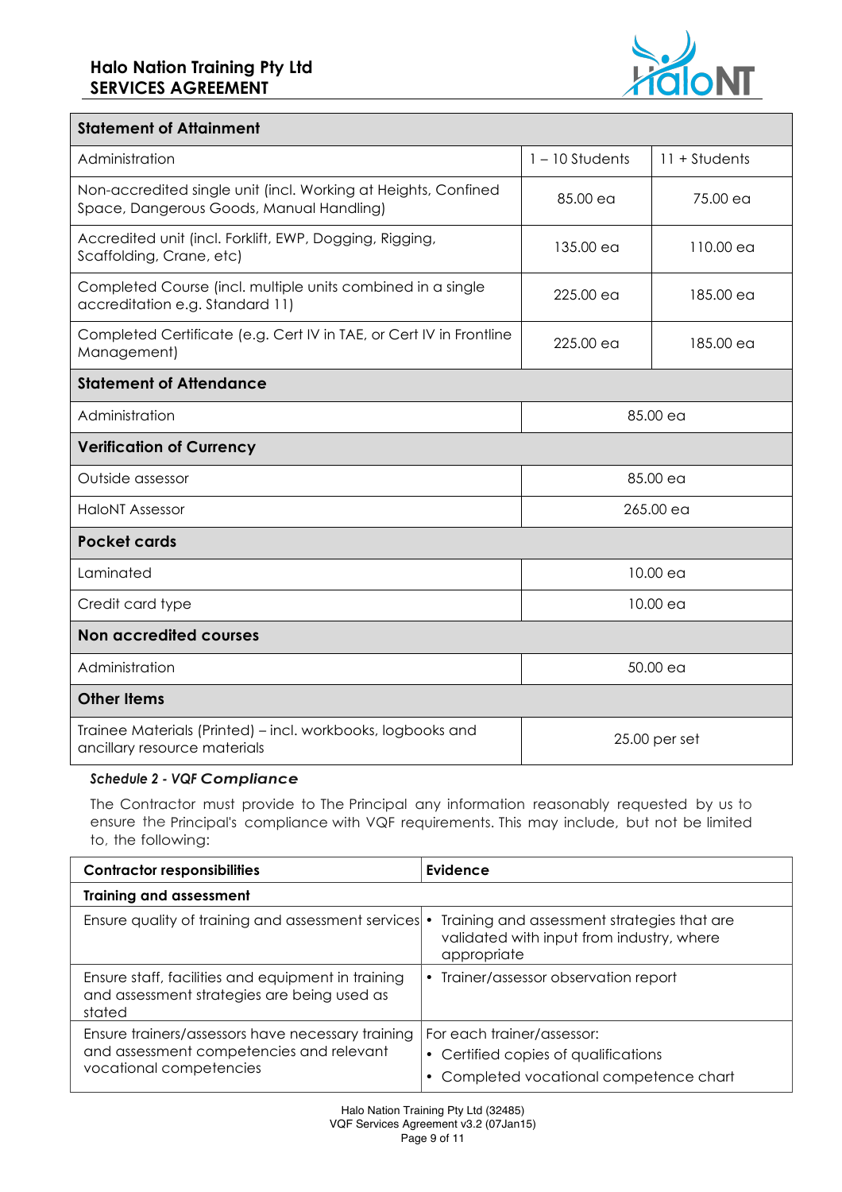| Statement of Attainment | | |
|---|---|---|
| Administration | 1 – 10 Students | 11 + Students |
| Non-accredited single unit (incl. Working at Heights, Confined Space, Dangerous Goods, Manual Handling) | 85.00 ea | 75.00 ea |
| Accredited unit (incl. Forklift, EWP, Dogging, Rigging, Scaffolding, Crane, etc) | 135.00 ea | 110.00 ea |
| Completed Course (incl. multiple units combined in a single accreditation e.g. Standard 11) | 225.00 ea | 185.00 ea |
| Completed Certificate (e.g. Cert IV in TAE, or Cert IV in Frontline Management) | 225.00 ea | 185.00 ea |
| **Statement of Attendance** | | |
| Administration | 85.00 ea | |
| **Verification of Currency** | | |
| Outside assessor | 85.00 ea | |
| HaloNT Assessor | 265.00 ea | |
| **Pocket cards** | | |
| Laminated | 10.00 ea | |
| Credit card type | 10.00 ea | |
| **Non accredited courses** | | |
| Administration | 50.00 ea | |
| **Other Items** | | |
| Trainee Materials (Printed) – incl. workbooks, logbooks and ancillary resource materials | 25.00 per set | |

### *Schedule 2 - VQF Compliance*

The Contractor must provide to The Principal any information reasonably requested by us to ensure the Principal's compliance with VQF requirements. This may include, but not be limited to, the following:

| Contractor responsibilities | Evidence |
|---|---|
| **Training and assessment** | |
| Ensure quality of training and assessment services | • Training and assessment strategies that are validated with input from industry, where appropriate |
| Ensure staff, facilities and equipment in training and assessment strategies are being used as stated | • Trainer/assessor observation report |
| Ensure trainers/assessors have necessary training and assessment competencies and relevant vocational competencies | For each trainer/assessor:<br>• Certified copies of qualifications<br>• Completed vocational competence chart |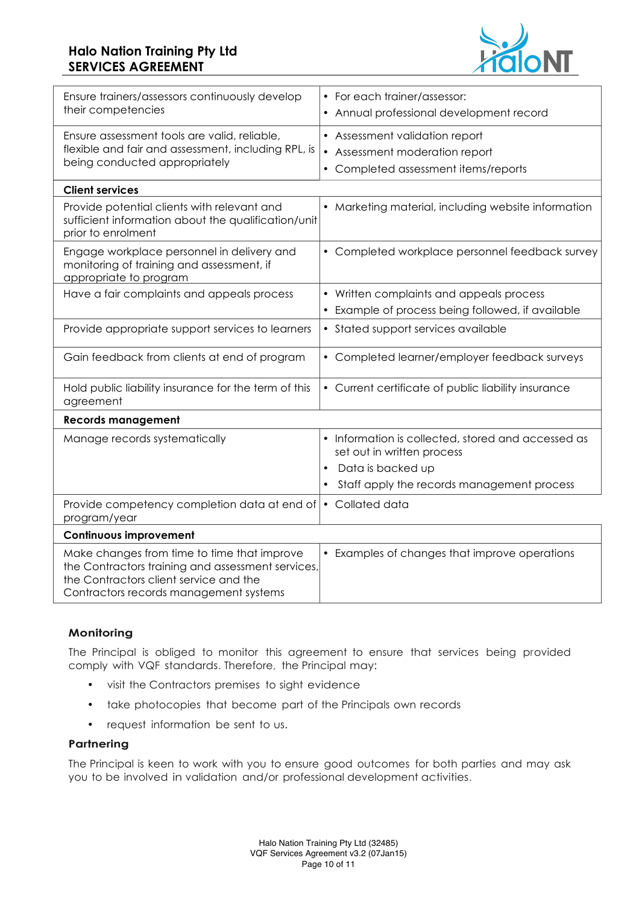| | |
|---|---|
| Ensure trainers/assessors continuously develop their competencies | • For each trainer/assessor:<br>• Annual professional development record |
| Ensure assessment tools are valid, reliable, flexible and fair and assessment, including RPL, is being conducted appropriately | • Assessment validation report<br>• Assessment moderation report<br>• Completed assessment items/reports |
| **Client services** | |
| Provide potential clients with relevant and sufficient information about the qualification/unit prior to enrolment | • Marketing material, including website information |
| Engage workplace personnel in delivery and monitoring of training and assessment, if appropriate to program | • Completed workplace personnel feedback survey |
| Have a fair complaints and appeals process | • Written complaints and appeals process<br>• Example of process being followed, if available |
| Provide appropriate support services to learners | • Stated support services available |
| Gain feedback from clients at end of program | • Completed learner/employer feedback surveys |
| Hold public liability insurance for the term of this agreement | • Current certificate of public liability insurance |
| **Records management** | |
| Manage records systematically | • Information is collected, stored and accessed as set out in written process<br>• Data is backed up<br>• Staff apply the records management process |
| Provide competency completion data at end of program/year | • Collated data |
| **Continuous improvement** | |
| Make changes from time to time that improve the Contractors training and assessment services, the Contractors client service and the Contractors records management systems | • Examples of changes that improve operations |

### Monitoring

The Principal is obliged to monitor this agreement to ensure that services being provided comply with VQF standards. Therefore, the Principal may:

- visit the Contractors premises to sight evidence
- take photocopies that become part of the Principals own records
- request information be sent to us.

### Partnering

The Principal is keen to work with you to ensure good outcomes for both parties and may ask you to be involved in validation and/or professional development activities.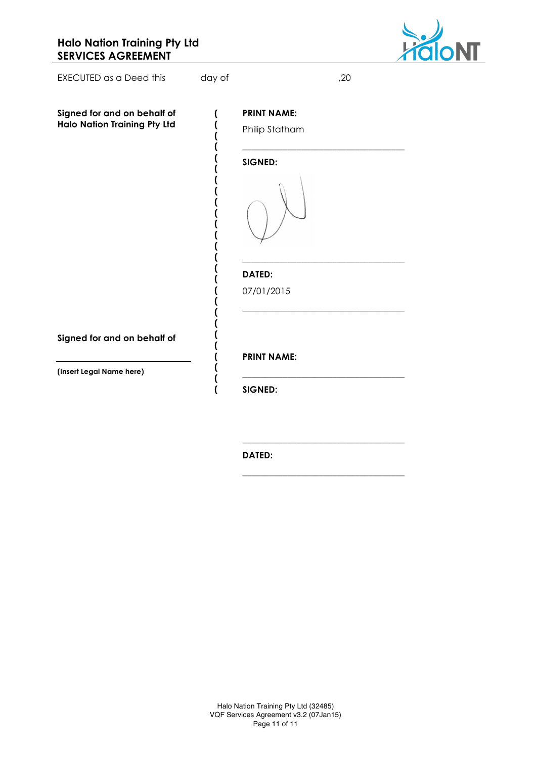EXECUTED as a Deed this day of ,20

**Signed for and on behalf of**
**Halo Nation Training Pty Ltd**

**PRINT NAME:**

Philip Statham

**SIGNED:**

**DATED:**

07/01/2015

**Signed for and on behalf of**

______________________________

**(Insert Legal Name here)**

**PRINT NAME:**

**SIGNED:**

**DATED:**